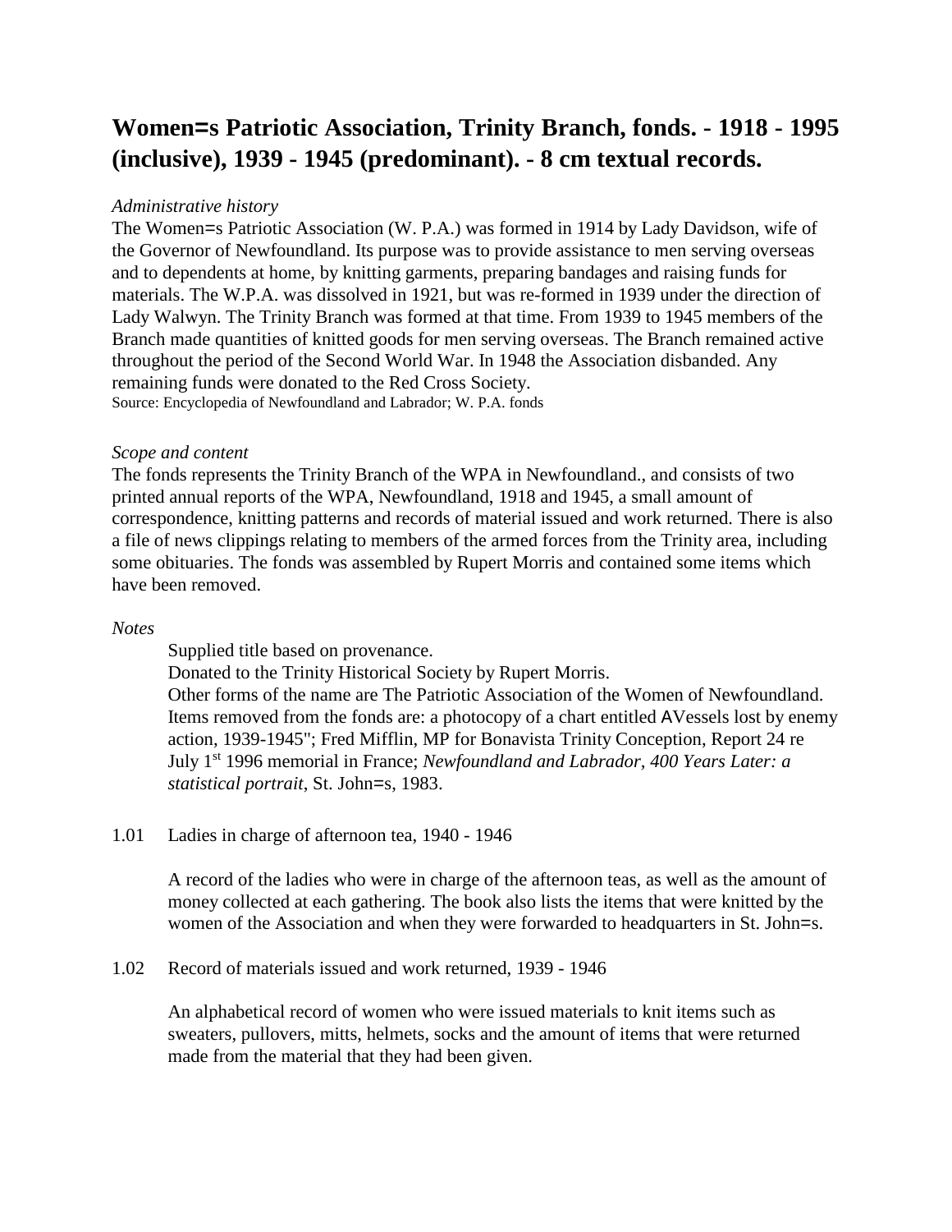# Women=s Patriotic Association, Trinity Branch, fonds. - 1918 - 1995 (inclusive), 1939 - 1945 (predominant). - 8 cm textual records.

*Administrative history*

The Women=s Patriotic Association (W. P.A.) was formed in 1914 by Lady Davidson, wife of the Governor of Newfoundland. Its purpose was to provide assistance to men serving overseas and to dependents at home, by knitting garments, preparing bandages and raising funds for materials. The W.P.A. was dissolved in 1921, but was re-formed in 1939 under the direction of Lady Walwyn. The Trinity Branch was formed at that time. From 1939 to 1945 members of the Branch made quantities of knitted goods for men serving overseas. The Branch remained active throughout the period of the Second World War. In 1948 the Association disbanded. Any remaining funds were donated to the Red Cross Society.

Source: Encyclopedia of Newfoundland and Labrador; W. P.A. fonds

*Scope and content*

The fonds represents the Trinity Branch of the WPA in Newfoundland., and consists of two printed annual reports of the WPA, Newfoundland, 1918 and 1945, a small amount of correspondence, knitting patterns and records of material issued and work returned. There is also a file of news clippings relating to members of the armed forces from the Trinity area, including some obituaries. The fonds was assembled by Rupert Morris and contained some items which have been removed.

*Notes*

Supplied title based on provenance.

Donated to the Trinity Historical Society by Rupert Morris.

Other forms of the name are The Patriotic Association of the Women of Newfoundland.

Items removed from the fonds are: a photocopy of a chart entitled AVessels lost by enemy action, 1939-1945"; Fred Mifflin, MP for Bonavista Trinity Conception, Report 24 re July 1st 1996 memorial in France; *Newfoundland and Labrador, 400 Years Later: a statistical portrait*, St. John=s, 1983.

1.01 Ladies in charge of afternoon tea, 1940 - 1946

A record of the ladies who were in charge of the afternoon teas, as well as the amount of money collected at each gathering. The book also lists the items that were knitted by the women of the Association and when they were forwarded to headquarters in St. John=s.

1.02 Record of materials issued and work returned, 1939 - 1946

An alphabetical record of women who were issued materials to knit items such as sweaters, pullovers, mitts, helmets, socks and the amount of items that were returned made from the material that they had been given.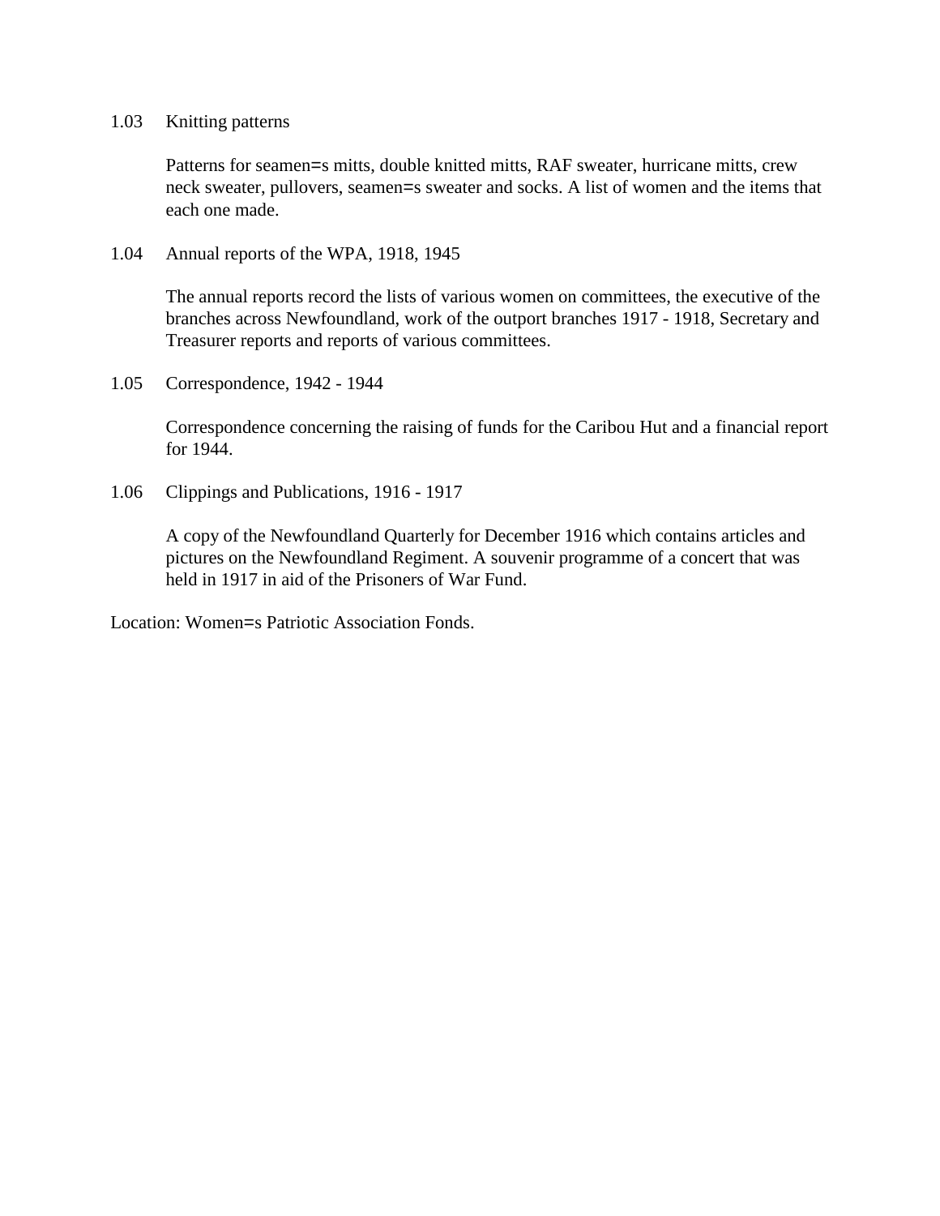1.03 Knitting patterns

Patterns for seamen=s mitts, double knitted mitts, RAF sweater, hurricane mitts, crew neck sweater, pullovers, seamen=s sweater and socks. A list of women and the items that each one made.

1.04 Annual reports of the WPA, 1918, 1945

The annual reports record the lists of various women on committees, the executive of the branches across Newfoundland, work of the outport branches 1917 - 1918, Secretary and Treasurer reports and reports of various committees.

1.05 Correspondence, 1942 - 1944

Correspondence concerning the raising of funds for the Caribou Hut and a financial report for 1944.

1.06 Clippings and Publications, 1916 - 1917

A copy of the Newfoundland Quarterly for December 1916 which contains articles and pictures on the Newfoundland Regiment. A souvenir programme of a concert that was held in 1917 in aid of the Prisoners of War Fund.

Location: Women=s Patriotic Association Fonds.